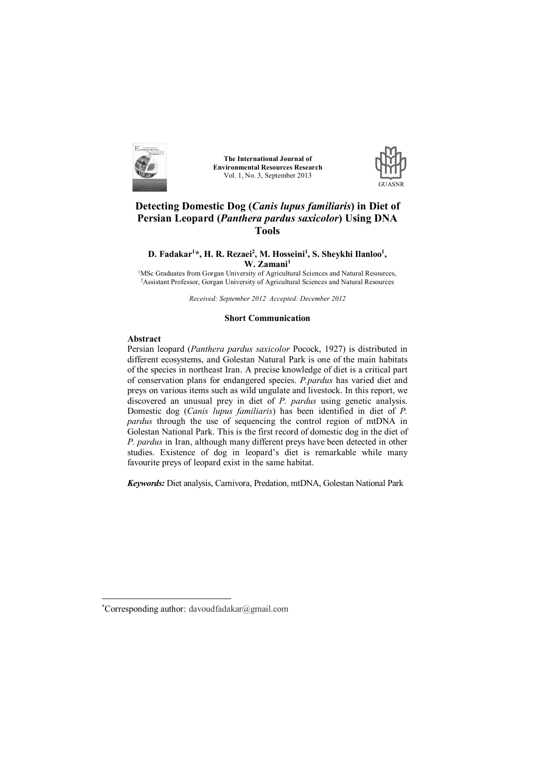The International Journal of
Environmental Resources Research
Vol. 1, No. 3, September 2013

GUASNR

# Detecting Domestic Dog (*Canis lupus familiaris*) in Diet of Persian Leopard (*Panthera pardus saxicolor*) Using DNA Tools

**D. Fadakar[1]*, H. R. Rezaei[2], M. Hosseini[1], S. Sheykhi Ilanloo[1], W. Zamani[1]**

[1]MSc Graduates from Gorgan University of Agricultural Sciences and Natural Resources,
[2]Assistant Professor, Gorgan University of Agricultural Sciences and Natural Resources

*Received: September 2012 Accepted: December 2012*

**Short Communication**

## Abstract

Persian leopard (*Panthera pardus saxicolor* Pocock, 1927) is distributed in different ecosystems, and Golestan Natural Park is one of the main habitats of the species in northeast Iran. A precise knowledge of diet is a critical part of conservation plans for endangered species. *P.pardus* has varied diet and preys on various items such as wild ungulate and livestock. In this report, we discovered an unusual prey in diet of *P. pardus* using genetic analysis. Domestic dog (*Canis lupus familiaris*) has been identified in diet of *P. pardus* through the use of sequencing the control region of mtDNA in Golestan National Park. This is the first record of domestic dog in the diet of *P. pardus* in Iran, although many different preys have been detected in other studies. Existence of dog in leopard's diet is remarkable while many favourite preys of leopard exist in the same habitat.

***Keywords:*** Diet analysis, Carnivora, Predation, mtDNA, Golestan National Park

---

*Corresponding author: davoudfadakar@gmail.com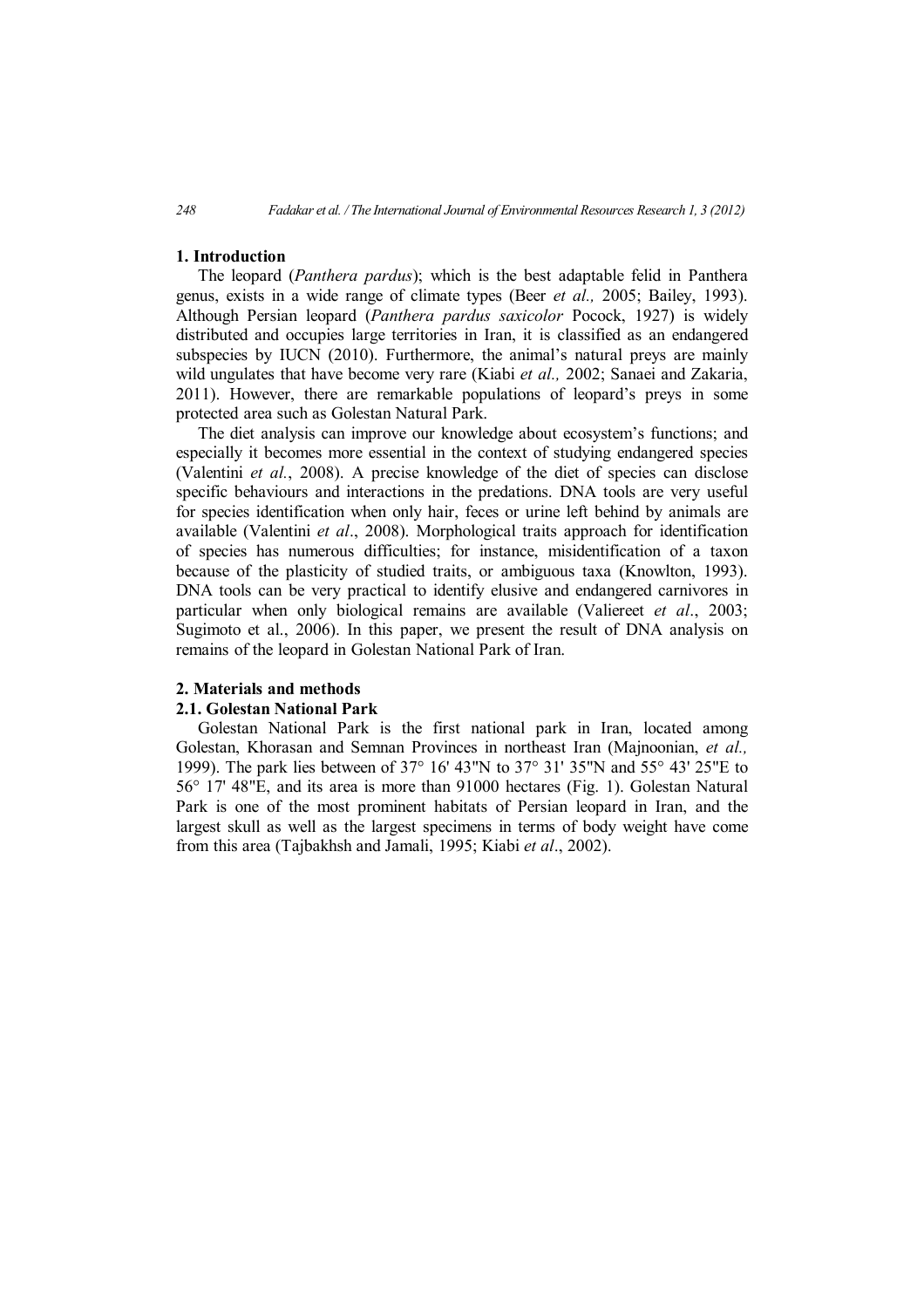## 1. Introduction

The leopard (*Panthera pardus*); which is the best adaptable felid in Panthera genus, exists in a wide range of climate types (Beer *et al.,* 2005; Bailey, 1993). Although Persian leopard (*Panthera pardus saxicolor* Pocock, 1927) is widely distributed and occupies large territories in Iran, it is classified as an endangered subspecies by IUCN (2010). Furthermore, the animal's natural preys are mainly wild ungulates that have become very rare (Kiabi *et al.,* 2002; Sanaei and Zakaria, 2011). However, there are remarkable populations of leopard's preys in some protected area such as Golestan Natural Park.

The diet analysis can improve our knowledge about ecosystem's functions; and especially it becomes more essential in the context of studying endangered species (Valentini *et al.*, 2008). A precise knowledge of the diet of species can disclose specific behaviours and interactions in the predations. DNA tools are very useful for species identification when only hair, feces or urine left behind by animals are available (Valentini *et al*., 2008). Morphological traits approach for identification of species has numerous difficulties; for instance, misidentification of a taxon because of the plasticity of studied traits, or ambiguous taxa (Knowlton, 1993). DNA tools can be very practical to identify elusive and endangered carnivores in particular when only biological remains are available (Valiereet *et al*., 2003; Sugimoto et al., 2006). In this paper, we present the result of DNA analysis on remains of the leopard in Golestan National Park of Iran.

## 2. Materials and methods

### 2.1. Golestan National Park

Golestan National Park is the first national park in Iran, located among Golestan, Khorasan and Semnan Provinces in northeast Iran (Majnoonian, *et al.,* 1999). The park lies between of 37° 16' 43"N to 37° 31' 35"N and 55° 43' 25"E to 56° 17' 48"E, and its area is more than 91000 hectares (Fig. 1). Golestan Natural Park is one of the most prominent habitats of Persian leopard in Iran, and the largest skull as well as the largest specimens in terms of body weight have come from this area (Tajbakhsh and Jamali, 1995; Kiabi *et al*., 2002).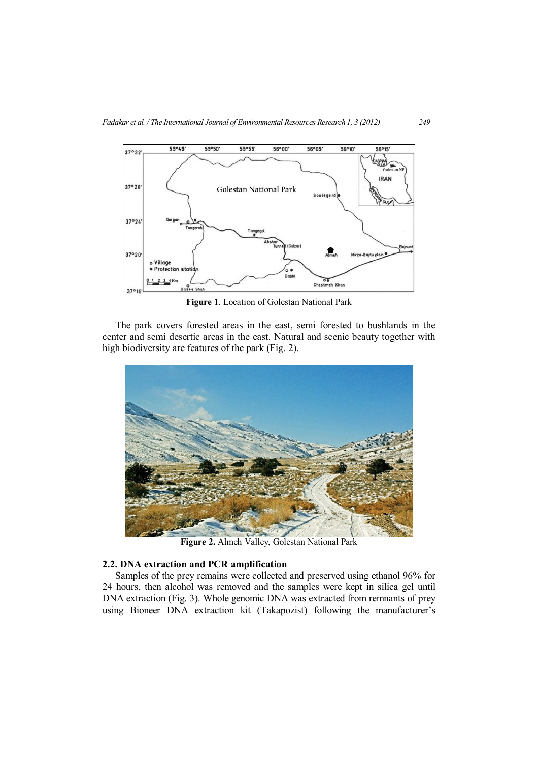Figure 1. Location of Golestan National Park

The park covers forested areas in the east, semi forested to bushlands in the center and semi desertic areas in the east. Natural and scenic beauty together with high biodiversity are features of the park (Fig. 2).

Figure 2. Almeh Valley, Golestan National Park

### 2.2. DNA extraction and PCR amplification

Samples of the prey remains were collected and preserved using ethanol 96% for 24 hours, then alcohol was removed and the samples were kept in silica gel until DNA extraction (Fig. 3). Whole genomic DNA was extracted from remnants of prey using Bioneer DNA extraction kit (Takapozist) following the manufacturer's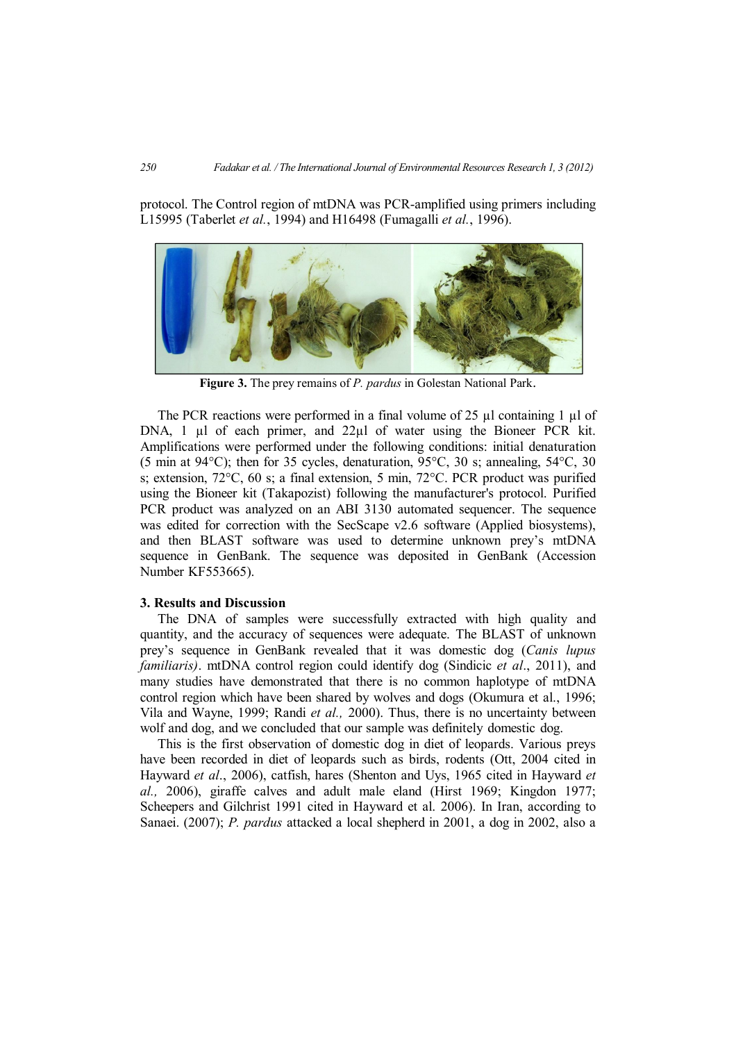protocol. The Control region of mtDNA was PCR-amplified using primers including L15995 (Taberlet *et al.*, 1994) and H16498 (Fumagalli *et al.*, 1996).

**Figure 3.** The prey remains of *P. pardus* in Golestan National Park.

The PCR reactions were performed in a final volume of 25 µl containing 1 µl of DNA, 1 µl of each primer, and 22µl of water using the Bioneer PCR kit. Amplifications were performed under the following conditions: initial denaturation (5 min at 94°C); then for 35 cycles, denaturation, 95°C, 30 s; annealing, 54°C, 30 s; extension, 72°C, 60 s; a final extension, 5 min, 72°C. PCR product was purified using the Bioneer kit (Takapozist) following the manufacturer's protocol. Purified PCR product was analyzed on an ABI 3130 automated sequencer. The sequence was edited for correction with the SecScape v2.6 software (Applied biosystems), and then BLAST software was used to determine unknown prey's mtDNA sequence in GenBank. The sequence was deposited in GenBank (Accession Number KF553665).

## 3. Results and Discussion

The DNA of samples were successfully extracted with high quality and quantity, and the accuracy of sequences were adequate. The BLAST of unknown prey's sequence in GenBank revealed that it was domestic dog (*Canis lupus familiaris)*. mtDNA control region could identify dog (Sindicic *et al*., 2011), and many studies have demonstrated that there is no common haplotype of mtDNA control region which have been shared by wolves and dogs (Okumura et al., 1996; Vila and Wayne, 1999; Randi *et al.,* 2000). Thus, there is no uncertainty between wolf and dog, and we concluded that our sample was definitely domestic dog.

This is the first observation of domestic dog in diet of leopards. Various preys have been recorded in diet of leopards such as birds, rodents (Ott, 2004 cited in Hayward *et al*., 2006), catfish, hares (Shenton and Uys, 1965 cited in Hayward *et al.,* 2006), giraffe calves and adult male eland (Hirst 1969; Kingdon 1977; Scheepers and Gilchrist 1991 cited in Hayward et al. 2006). In Iran, according to Sanaei. (2007); *P. pardus* attacked a local shepherd in 2001, a dog in 2002, also a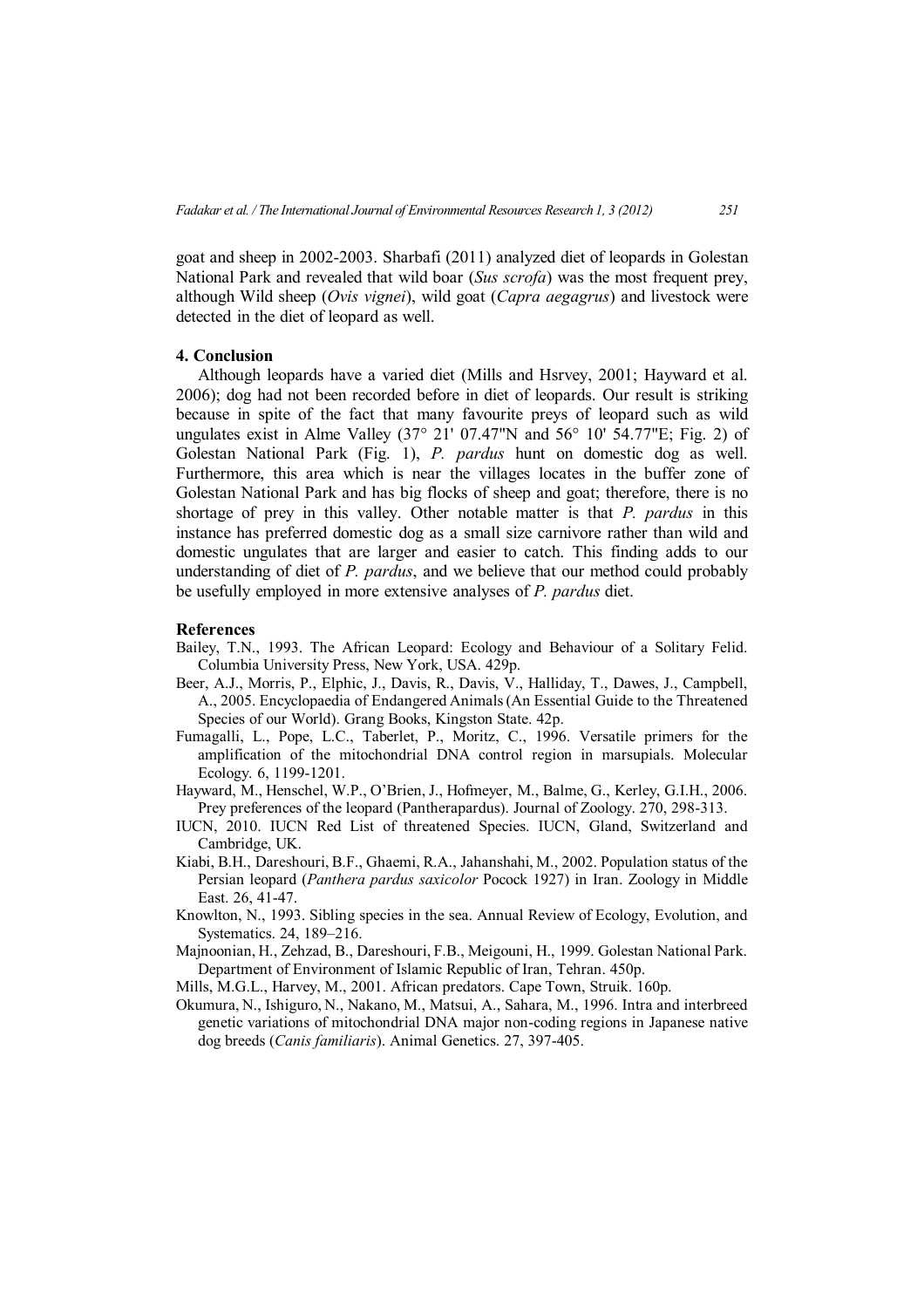goat and sheep in 2002-2003. Sharbafi (2011) analyzed diet of leopards in Golestan National Park and revealed that wild boar (*Sus scrofa*) was the most frequent prey, although Wild sheep (*Ovis vignei*), wild goat (*Capra aegagrus*) and livestock were detected in the diet of leopard as well.

## 4. Conclusion

Although leopards have a varied diet (Mills and Hsrvey, 2001; Hayward et al. 2006); dog had not been recorded before in diet of leopards. Our result is striking because in spite of the fact that many favourite preys of leopard such as wild ungulates exist in Alme Valley (37° 21' 07.47"N and 56° 10' 54.77"E; Fig. 2) of Golestan National Park (Fig. 1), *P. pardus* hunt on domestic dog as well. Furthermore, this area which is near the villages locates in the buffer zone of Golestan National Park and has big flocks of sheep and goat; therefore, there is no shortage of prey in this valley. Other notable matter is that *P. pardus* in this instance has preferred domestic dog as a small size carnivore rather than wild and domestic ungulates that are larger and easier to catch. This finding adds to our understanding of diet of *P. pardus*, and we believe that our method could probably be usefully employed in more extensive analyses of *P. pardus* diet.

## References

Bailey, T.N., 1993. The African Leopard: Ecology and Behaviour of a Solitary Felid. Columbia University Press, New York, USA. 429p.

Beer, A.J., Morris, P., Elphic, J., Davis, R., Davis, V., Halliday, T., Dawes, J., Campbell, A., 2005. Encyclopaedia of Endangered Animals (An Essential Guide to the Threatened Species of our World). Grang Books, Kingston State. 42p.

Fumagalli, L., Pope, L.C., Taberlet, P., Moritz, C., 1996. Versatile primers for the amplification of the mitochondrial DNA control region in marsupials. Molecular Ecology. 6, 1199-1201.

Hayward, M., Henschel, W.P., O'Brien, J., Hofmeyer, M., Balme, G., Kerley, G.I.H., 2006. Prey preferences of the leopard (Pantherapardus). Journal of Zoology. 270, 298-313.

IUCN, 2010. IUCN Red List of threatened Species. IUCN, Gland, Switzerland and Cambridge, UK.

Kiabi, B.H., Dareshouri, B.F., Ghaemi, R.A., Jahanshahi, M., 2002. Population status of the Persian leopard (*Panthera pardus saxicolor* Pocock 1927) in Iran. Zoology in Middle East. 26, 41-47.

Knowlton, N., 1993. Sibling species in the sea. Annual Review of Ecology, Evolution, and Systematics. 24, 189–216.

Majnoonian, H., Zehzad, B., Dareshouri, F.B., Meigouni, H., 1999. Golestan National Park. Department of Environment of Islamic Republic of Iran, Tehran. 450p.

Mills, M.G.L., Harvey, M., 2001. African predators. Cape Town, Struik. 160p.

Okumura, N., Ishiguro, N., Nakano, M., Matsui, A., Sahara, M., 1996. Intra and interbreed genetic variations of mitochondrial DNA major non-coding regions in Japanese native dog breeds (*Canis familiaris*). Animal Genetics. 27, 397-405.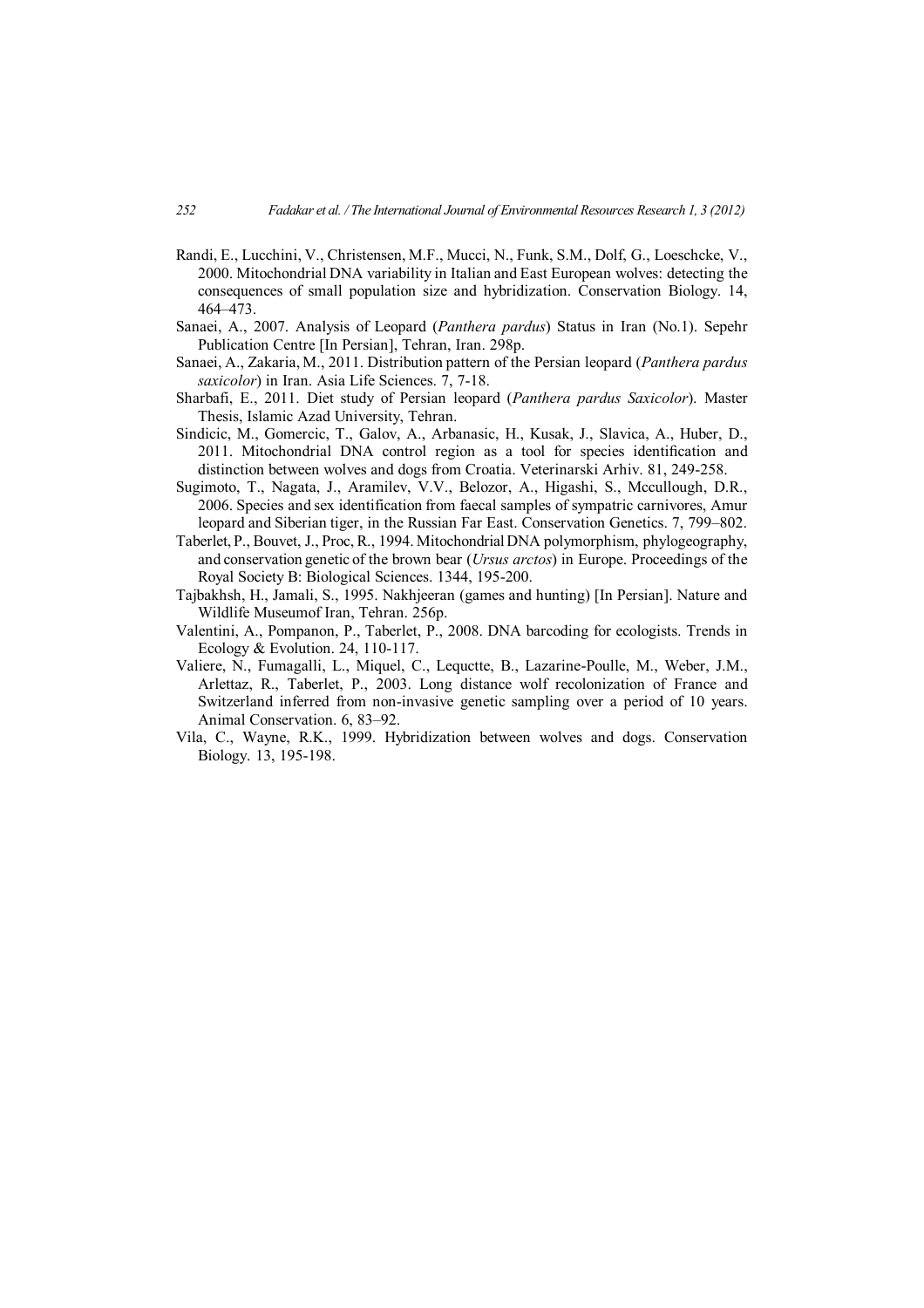Randi, E., Lucchini, V., Christensen, M.F., Mucci, N., Funk, S.M., Dolf, G., Loeschcke, V., 2000. Mitochondrial DNA variability in Italian and East European wolves: detecting the consequences of small population size and hybridization. Conservation Biology. 14, 464–473.

Sanaei, A., 2007. Analysis of Leopard (*Panthera pardus*) Status in Iran (No.1). Sepehr Publication Centre [In Persian], Tehran, Iran. 298p.

Sanaei, A., Zakaria, M., 2011. Distribution pattern of the Persian leopard (*Panthera pardus saxicolor*) in Iran. Asia Life Sciences. 7, 7-18.

Sharbafi, E., 2011. Diet study of Persian leopard (*Panthera pardus Saxicolor*). Master Thesis, Islamic Azad University, Tehran.

Sindicic, M., Gomercic, T., Galov, A., Arbanasic, H., Kusak, J., Slavica, A., Huber, D., 2011. Mitochondrial DNA control region as a tool for species identification and distinction between wolves and dogs from Croatia. Veterinarski Arhiv. 81, 249-258.

Sugimoto, T., Nagata, J., Aramilev, V.V., Belozor, A., Higashi, S., Mccullough, D.R., 2006. Species and sex identification from faecal samples of sympatric carnivores, Amur leopard and Siberian tiger, in the Russian Far East. Conservation Genetics. 7, 799–802.

Taberlet, P., Bouvet, J., Proc, R., 1994. Mitochondrial DNA polymorphism, phylogeography, and conservation genetic of the brown bear (*Ursus arctos*) in Europe. Proceedings of the Royal Society B: Biological Sciences. 1344, 195-200.

Tajbakhsh, H., Jamali, S., 1995. Nakhjeeran (games and hunting) [In Persian]. Nature and Wildlife Museumof Iran, Tehran. 256p.

Valentini, A., Pompanon, P., Taberlet, P., 2008. DNA barcoding for ecologists. Trends in Ecology & Evolution. 24, 110-117.

Valiere, N., Fumagalli, L., Miquel, C., Lequctte, B., Lazarine-Poulle, M., Weber, J.M., Arlettaz, R., Taberlet, P., 2003. Long distance wolf recolonization of France and Switzerland inferred from non-invasive genetic sampling over a period of 10 years. Animal Conservation. 6, 83–92.

Vila, C., Wayne, R.K., 1999. Hybridization between wolves and dogs. Conservation Biology. 13, 195-198.